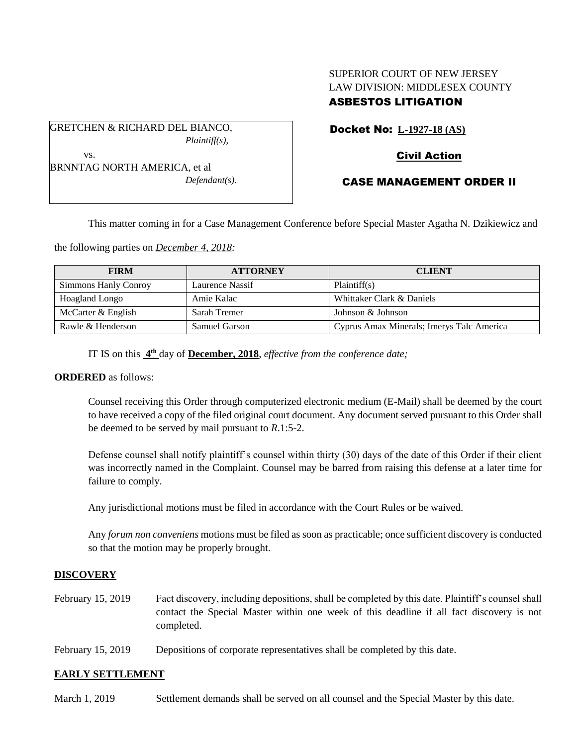SUPERIOR COURT OF NEW JERSEY
LAW DIVISION: MIDDLESEX COUNTY
**ASBESTOS LITIGATION**

GRETCHEN & RICHARD DEL BIANCO,
*Plaintiff(s),*

vs.

BRNNTAG NORTH AMERICA, et al
*Defendant(s).*

**Docket No: L-1927-18 (AS)**

**Civil Action**

**CASE MANAGEMENT ORDER II**

This matter coming in for a Case Management Conference before Special Master Agatha N. Dzikiewicz and the following parties on *December 4, 2018:*

| FIRM | ATTORNEY | CLIENT |
|---|---|---|
| Simmons Hanly Conroy | Laurence Nassif | Plaintiff(s) |
| Hoagland Longo | Amie Kalac | Whittaker Clark & Daniels |
| McCarter & English | Sarah Tremer | Johnson & Johnson |
| Rawle & Henderson | Samuel Garson | Cyprus Amax Minerals; Imerys Talc America |

IT IS on this **4th** day of **December, 2018**, *effective from the conference date;*

**ORDERED** as follows:

Counsel receiving this Order through computerized electronic medium (E-Mail) shall be deemed by the court to have received a copy of the filed original court document. Any document served pursuant to this Order shall be deemed to be served by mail pursuant to *R*.1:5-2.

Defense counsel shall notify plaintiff's counsel within thirty (30) days of the date of this Order if their client was incorrectly named in the Complaint. Counsel may be barred from raising this defense at a later time for failure to comply.

Any jurisdictional motions must be filed in accordance with the Court Rules or be waived.

Any *forum non conveniens* motions must be filed as soon as practicable; once sufficient discovery is conducted so that the motion may be properly brought.

## DISCOVERY

February 15, 2019 — Fact discovery, including depositions, shall be completed by this date. Plaintiff's counsel shall contact the Special Master within one week of this deadline if all fact discovery is not completed.

February 15, 2019 — Depositions of corporate representatives shall be completed by this date.

## EARLY SETTLEMENT

March 1, 2019 — Settlement demands shall be served on all counsel and the Special Master by this date.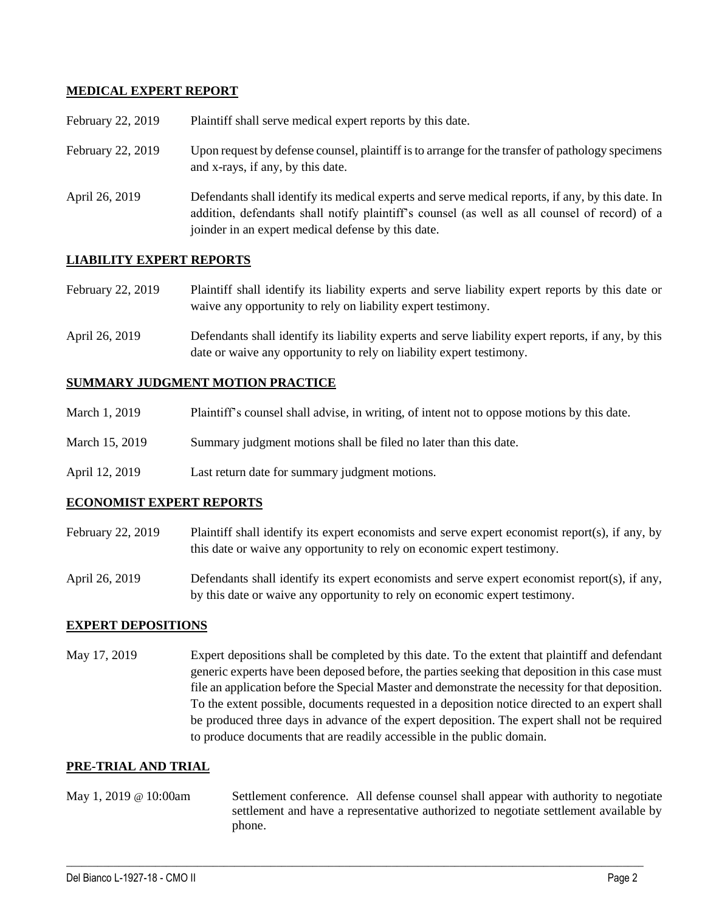## MEDICAL EXPERT REPORT

| | |
|---|---|
| February 22, 2019 | Plaintiff shall serve medical expert reports by this date. |
| February 22, 2019 | Upon request by defense counsel, plaintiff is to arrange for the transfer of pathology specimens and x-rays, if any, by this date. |
| April 26, 2019 | Defendants shall identify its medical experts and serve medical reports, if any, by this date. In addition, defendants shall notify plaintiff's counsel (as well as all counsel of record) of a joinder in an expert medical defense by this date. |

## LIABILITY EXPERT REPORTS

| | |
|---|---|
| February 22, 2019 | Plaintiff shall identify its liability experts and serve liability expert reports by this date or waive any opportunity to rely on liability expert testimony. |
| April 26, 2019 | Defendants shall identify its liability experts and serve liability expert reports, if any, by this date or waive any opportunity to rely on liability expert testimony. |

## SUMMARY JUDGMENT MOTION PRACTICE

| | |
|---|---|
| March 1, 2019 | Plaintiff's counsel shall advise, in writing, of intent not to oppose motions by this date. |
| March 15, 2019 | Summary judgment motions shall be filed no later than this date. |
| April 12, 2019 | Last return date for summary judgment motions. |

## ECONOMIST EXPERT REPORTS

| | |
|---|---|
| February 22, 2019 | Plaintiff shall identify its expert economists and serve expert economist report(s), if any, by this date or waive any opportunity to rely on economic expert testimony. |
| April 26, 2019 | Defendants shall identify its expert economists and serve expert economist report(s), if any, by this date or waive any opportunity to rely on economic expert testimony. |

## EXPERT DEPOSITIONS

| | |
|---|---|
| May 17, 2019 | Expert depositions shall be completed by this date. To the extent that plaintiff and defendant generic experts have been deposed before, the parties seeking that deposition in this case must file an application before the Special Master and demonstrate the necessity for that deposition. To the extent possible, documents requested in a deposition notice directed to an expert shall be produced three days in advance of the expert deposition. The expert shall not be required to produce documents that are readily accessible in the public domain. |

## PRE-TRIAL AND TRIAL

| | |
|---|---|
| May 1, 2019 @ 10:00am | Settlement conference. All defense counsel shall appear with authority to negotiate settlement and have a representative authorized to negotiate settlement available by phone. |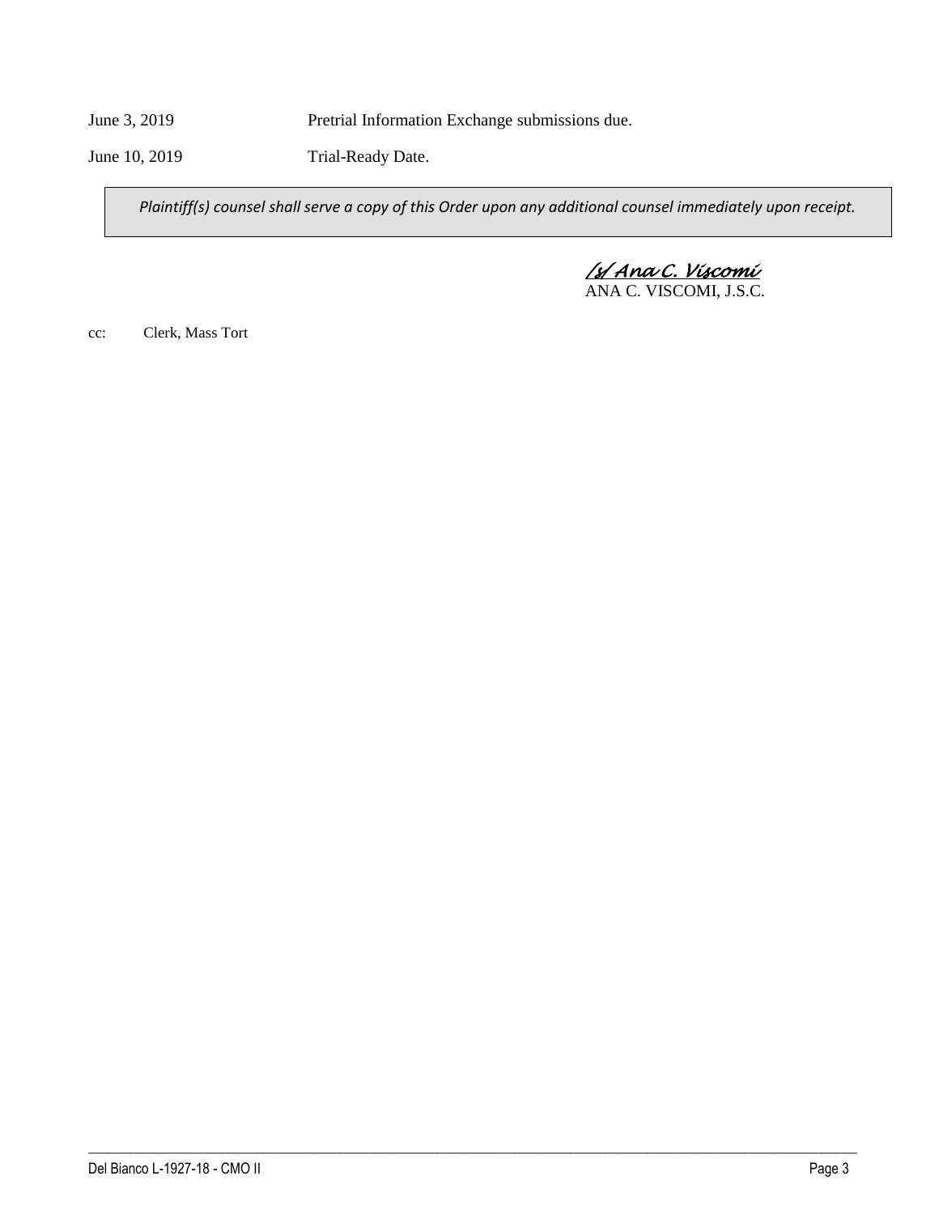| | |
|---|---|
| June 3, 2019 | Pretrial Information Exchange submissions due. |
| June 10, 2019 | Trial-Ready Date. |

*Plaintiff(s) counsel shall serve a copy of this Order upon any additional counsel immediately upon receipt.*

*/s/ Ana C. Viscomi*
ANA C. VISCOMI, J.S.C.

cc: Clerk, Mass Tort